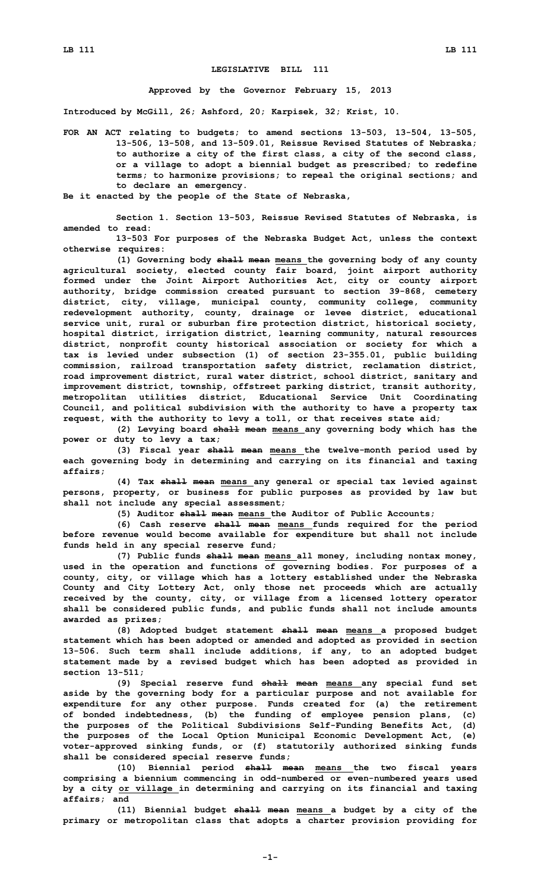# LEGISLATIVE BILL 111

**Approved by the Governor February 15, 2013**

**Introduced by McGill, 26; Ashford, 20; Karpisek, 32; Krist, 10.**

**FOR AN ACT relating to budgets; to amend sections 13-503, 13-504, 13-505, 13-506, 13-508, and 13-509.01, Reissue Revised Statutes of Nebraska; to authorize a city of the first class, a city of the second class, or a village to adopt a biennial budget as prescribed; to redefine terms; to harmonize provisions; to repeal the original sections; and to declare an emergency.**

**Be it enacted by the people of the State of Nebraska,**

**Section 1. Section 13-503, Reissue Revised Statutes of Nebraska, is amended to read:**

**13-503 For purposes of the Nebraska Budget Act, unless the context otherwise requires:**

**(1) Governing body ~~shall mean~~ means the governing body of any county agricultural society, elected county fair board, joint airport authority formed under the Joint Airport Authorities Act, city or county airport authority, bridge commission created pursuant to section 39-868, cemetery district, city, village, municipal county, community college, community redevelopment authority, county, drainage or levee district, educational service unit, rural or suburban fire protection district, historical society, hospital district, irrigation district, learning community, natural resources district, nonprofit county historical association or society for which a tax is levied under subsection (1) of section 23-355.01, public building commission, railroad transportation safety district, reclamation district, road improvement district, rural water district, school district, sanitary and improvement district, township, offstreet parking district, transit authority, metropolitan utilities district, Educational Service Unit Coordinating Council, and political subdivision with the authority to have a property tax request, with the authority to levy a toll, or that receives state aid;**

**(2) Levying board ~~shall mean~~ means any governing body which has the power or duty to levy a tax;**

**(3) Fiscal year ~~shall mean~~ means the twelve-month period used by each governing body in determining and carrying on its financial and taxing affairs;**

**(4) Tax ~~shall mean~~ means any general or special tax levied against persons, property, or business for public purposes as provided by law but shall not include any special assessment;**

**(5) Auditor ~~shall mean~~ means the Auditor of Public Accounts;**

**(6) Cash reserve ~~shall mean~~ means funds required for the period before revenue would become available for expenditure but shall not include funds held in any special reserve fund;**

**(7) Public funds ~~shall mean~~ means all money, including nontax money, used in the operation and functions of governing bodies. For purposes of a county, city, or village which has a lottery established under the Nebraska County and City Lottery Act, only those net proceeds which are actually received by the county, city, or village from a licensed lottery operator shall be considered public funds, and public funds shall not include amounts awarded as prizes;**

**(8) Adopted budget statement ~~shall mean~~ means a proposed budget statement which has been adopted or amended and adopted as provided in section 13-506. Such term shall include additions, if any, to an adopted budget statement made by a revised budget which has been adopted as provided in section 13-511;**

**(9) Special reserve fund ~~shall mean~~ means any special fund set aside by the governing body for a particular purpose and not available for expenditure for any other purpose. Funds created for (a) the retirement of bonded indebtedness, (b) the funding of employee pension plans, (c) the purposes of the Political Subdivisions Self-Funding Benefits Act, (d) the purposes of the Local Option Municipal Economic Development Act, (e) voter-approved sinking funds, or (f) statutorily authorized sinking funds shall be considered special reserve funds;**

**(10) Biennial period ~~shall mean~~ means the two fiscal years comprising a biennium commencing in odd-numbered or even-numbered years used by a city or village in determining and carrying on its financial and taxing affairs; and**

**(11) Biennial budget ~~shall mean~~ means a budget by a city of the primary or metropolitan class that adopts a charter provision providing for**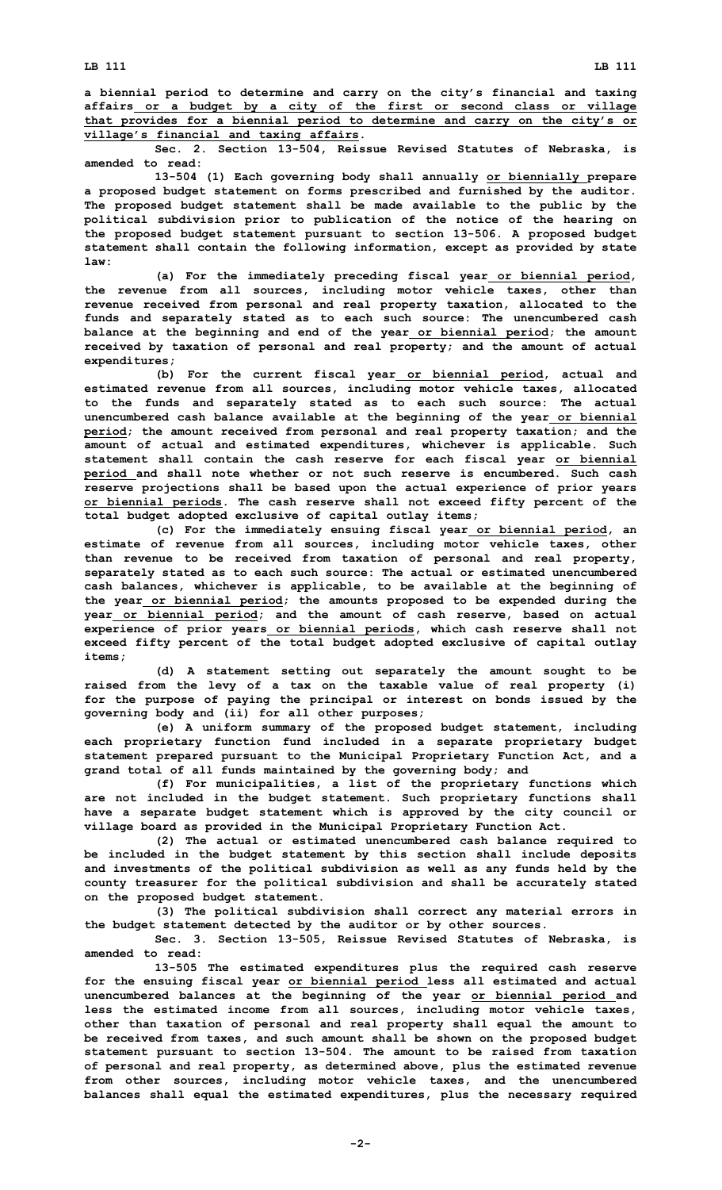a biennial period to determine and carry on the city's financial and taxing affairs or a budget by a city of the first or second class or village that provides for a biennial period to determine and carry on the city's or village's financial and taxing affairs.

Sec. 2. Section 13-504, Reissue Revised Statutes of Nebraska, is amended to read:

13-504 (1) Each governing body shall annually or biennially prepare a proposed budget statement on forms prescribed and furnished by the auditor. The proposed budget statement shall be made available to the public by the political subdivision prior to publication of the notice of the hearing on the proposed budget statement pursuant to section 13-506. A proposed budget statement shall contain the following information, except as provided by state law:

(a) For the immediately preceding fiscal year or biennial period, the revenue from all sources, including motor vehicle taxes, other than revenue received from personal and real property taxation, allocated to the funds and separately stated as to each such source: The unencumbered cash balance at the beginning and end of the year or biennial period; the amount received by taxation of personal and real property; and the amount of actual expenditures;

(b) For the current fiscal year or biennial period, actual and estimated revenue from all sources, including motor vehicle taxes, allocated to the funds and separately stated as to each such source: The actual unencumbered cash balance available at the beginning of the year or biennial period; the amount received from personal and real property taxation; and the amount of actual and estimated expenditures, whichever is applicable. Such statement shall contain the cash reserve for each fiscal year or biennial period and shall note whether or not such reserve is encumbered. Such cash reserve projections shall be based upon the actual experience of prior years or biennial periods. The cash reserve shall not exceed fifty percent of the total budget adopted exclusive of capital outlay items;

(c) For the immediately ensuing fiscal year or biennial period, an estimate of revenue from all sources, including motor vehicle taxes, other than revenue to be received from taxation of personal and real property, separately stated as to each such source: The actual or estimated unencumbered cash balances, whichever is applicable, to be available at the beginning of the year or biennial period; the amounts proposed to be expended during the year or biennial period; and the amount of cash reserve, based on actual experience of prior years or biennial periods, which cash reserve shall not exceed fifty percent of the total budget adopted exclusive of capital outlay items;

(d) A statement setting out separately the amount sought to be raised from the levy of a tax on the taxable value of real property (i) for the purpose of paying the principal or interest on bonds issued by the governing body and (ii) for all other purposes;

(e) A uniform summary of the proposed budget statement, including each proprietary function fund included in a separate proprietary budget statement prepared pursuant to the Municipal Proprietary Function Act, and a grand total of all funds maintained by the governing body; and

(f) For municipalities, a list of the proprietary functions which are not included in the budget statement. Such proprietary functions shall have a separate budget statement which is approved by the city council or village board as provided in the Municipal Proprietary Function Act.

(2) The actual or estimated unencumbered cash balance required to be included in the budget statement by this section shall include deposits and investments of the political subdivision as well as any funds held by the county treasurer for the political subdivision and shall be accurately stated on the proposed budget statement.

(3) The political subdivision shall correct any material errors in the budget statement detected by the auditor or by other sources.

Sec. 3. Section 13-505, Reissue Revised Statutes of Nebraska, is amended to read:

13-505 The estimated expenditures plus the required cash reserve for the ensuing fiscal year or biennial period less all estimated and actual unencumbered balances at the beginning of the year or biennial period and less the estimated income from all sources, including motor vehicle taxes, other than taxation of personal and real property shall equal the amount to be received from taxes, and such amount shall be shown on the proposed budget statement pursuant to section 13-504. The amount to be raised from taxation of personal and real property, as determined above, plus the estimated revenue from other sources, including motor vehicle taxes, and the unencumbered balances shall equal the estimated expenditures, plus the necessary required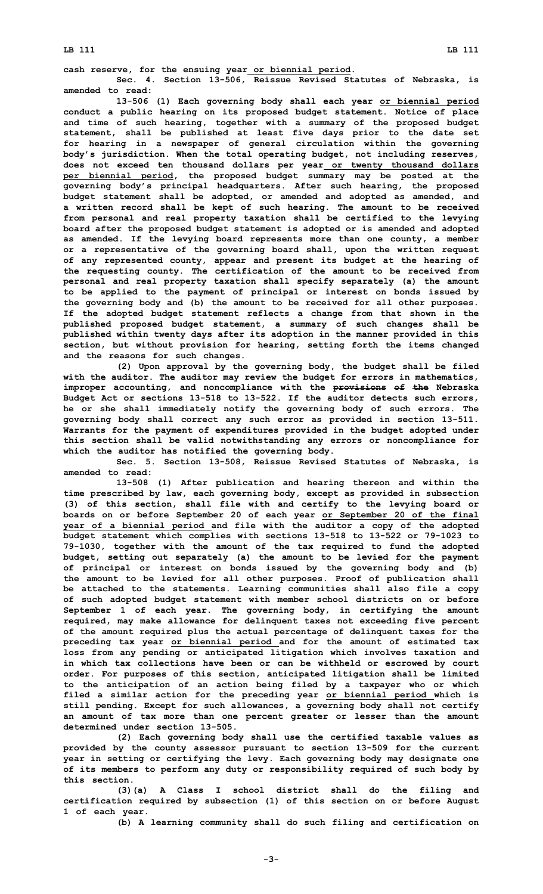cash reserve, for the ensuing year or biennial period.

Sec. 4. Section 13-506, Reissue Revised Statutes of Nebraska, is amended to read:

13-506 (1) Each governing body shall each year or biennial period conduct a public hearing on its proposed budget statement. Notice of place and time of such hearing, together with a summary of the proposed budget statement, shall be published at least five days prior to the date set for hearing in a newspaper of general circulation within the governing body's jurisdiction. When the total operating budget, not including reserves, does not exceed ten thousand dollars per year or twenty thousand dollars per biennial period, the proposed budget summary may be posted at the governing body's principal headquarters. After such hearing, the proposed budget statement shall be adopted, or amended and adopted as amended, and a written record shall be kept of such hearing. The amount to be received from personal and real property taxation shall be certified to the levying board after the proposed budget statement is adopted or is amended and adopted as amended. If the levying board represents more than one county, a member or a representative of the governing board shall, upon the written request of any represented county, appear and present its budget at the hearing of the requesting county. The certification of the amount to be received from personal and real property taxation shall specify separately (a) the amount to be applied to the payment of principal or interest on bonds issued by the governing body and (b) the amount to be received for all other purposes. If the adopted budget statement reflects a change from that shown in the published proposed budget statement, a summary of such changes shall be published within twenty days after its adoption in the manner provided in this section, but without provision for hearing, setting forth the items changed and the reasons for such changes.

(2) Upon approval by the governing body, the budget shall be filed with the auditor. The auditor may review the budget for errors in mathematics, improper accounting, and noncompliance with the ~~provisions of the~~ Nebraska Budget Act or sections 13-518 to 13-522. If the auditor detects such errors, he or she shall immediately notify the governing body of such errors. The governing body shall correct any such error as provided in section 13-511. Warrants for the payment of expenditures provided in the budget adopted under this section shall be valid notwithstanding any errors or noncompliance for which the auditor has notified the governing body.

Sec. 5. Section 13-508, Reissue Revised Statutes of Nebraska, is amended to read:

13-508 (1) After publication and hearing thereon and within the time prescribed by law, each governing body, except as provided in subsection (3) of this section, shall file with and certify to the levying board or boards on or before September 20 of each year or September 20 of the final year of a biennial period and file with the auditor a copy of the adopted budget statement which complies with sections 13-518 to 13-522 or 79-1023 to 79-1030, together with the amount of the tax required to fund the adopted budget, setting out separately (a) the amount to be levied for the payment of principal or interest on bonds issued by the governing body and (b) the amount to be levied for all other purposes. Proof of publication shall be attached to the statements. Learning communities shall also file a copy of such adopted budget statement with member school districts on or before September 1 of each year. The governing body, in certifying the amount required, may make allowance for delinquent taxes not exceeding five percent of the amount required plus the actual percentage of delinquent taxes for the preceding tax year or biennial period and for the amount of estimated tax loss from any pending or anticipated litigation which involves taxation and in which tax collections have been or can be withheld or escrowed by court order. For purposes of this section, anticipated litigation shall be limited to the anticipation of an action being filed by a taxpayer who or which filed a similar action for the preceding year or biennial period which is still pending. Except for such allowances, a governing body shall not certify an amount of tax more than one percent greater or lesser than the amount determined under section 13-505.

(2) Each governing body shall use the certified taxable values as provided by the county assessor pursuant to section 13-509 for the current year in setting or certifying the levy. Each governing body may designate one of its members to perform any duty or responsibility required of such body by this section.

(3)(a) A Class I school district shall do the filing and certification required by subsection (1) of this section on or before August 1 of each year.

(b) A learning community shall do such filing and certification on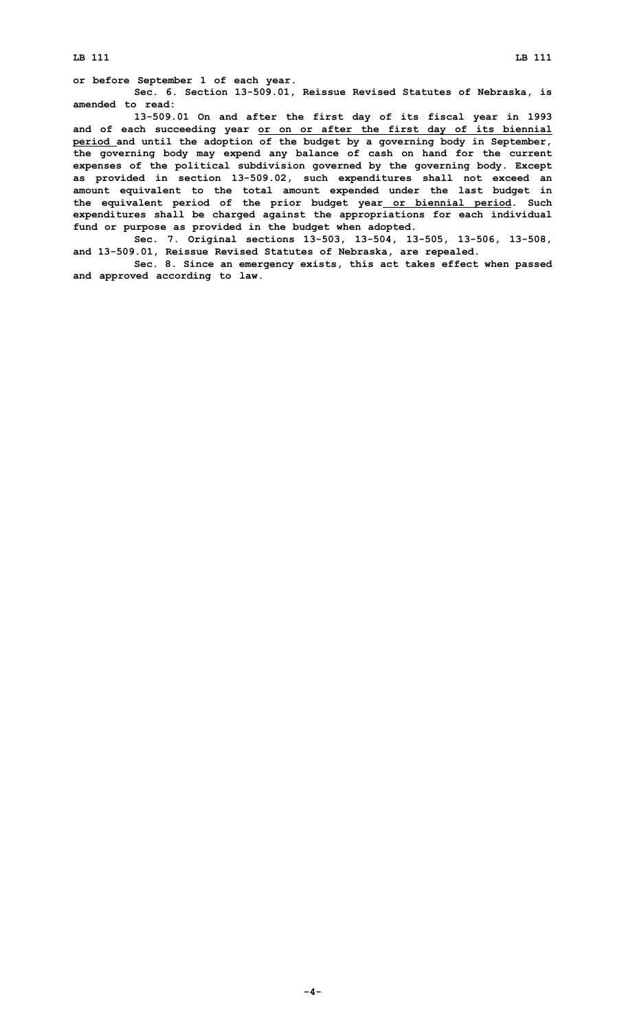or before September 1 of each year.

Sec. 6. Section 13-509.01, Reissue Revised Statutes of Nebraska, is amended to read:

13-509.01 On and after the first day of its fiscal year in 1993 and of each succeeding year or on or after the first day of its biennial period and until the adoption of the budget by a governing body in September, the governing body may expend any balance of cash on hand for the current expenses of the political subdivision governed by the governing body. Except as provided in section 13-509.02, such expenditures shall not exceed an amount equivalent to the total amount expended under the last budget in the equivalent period of the prior budget year or biennial period. Such expenditures shall be charged against the appropriations for each individual fund or purpose as provided in the budget when adopted.

Sec. 7. Original sections 13-503, 13-504, 13-505, 13-506, 13-508, and 13-509.01, Reissue Revised Statutes of Nebraska, are repealed.

Sec. 8. Since an emergency exists, this act takes effect when passed and approved according to law.